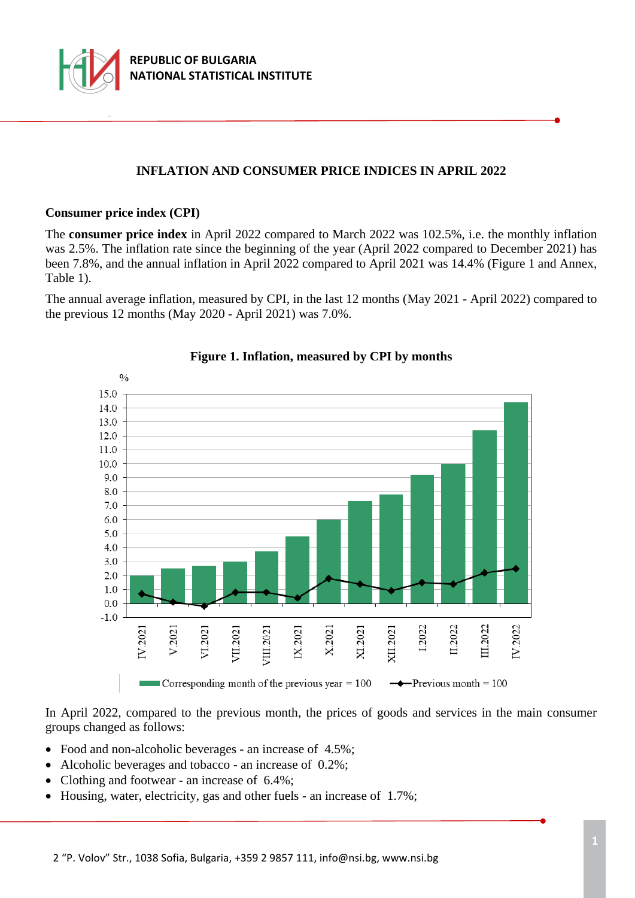REPUBLIC OF BULGARIA
NATIONAL STATISTICAL INSTITUTE

# INFLATION AND CONSUMER PRICE INDICES IN APRIL 2022

## Consumer price index (CPI)

The **consumer price index** in April 2022 compared to March 2022 was 102.5%, i.e. the monthly inflation was 2.5%. The inflation rate since the beginning of the year (April 2022 compared to December 2021) has been 7.8%, and the annual inflation in April 2022 compared to April 2021 was 14.4% (Figure 1 and Annex, Table 1).

The annual average inflation, measured by CPI, in the last 12 months (May 2021 - April 2022) compared to the previous 12 months (May 2020 - April 2021) was 7.0%.

**Figure 1. Inflation, measured by CPI by months**

%

Legend: Corresponding month of the previous year = 100 (bars); Previous month = 100 (line)

Months: IV.2021, V.2021, VI.2021, VII.2021, VIII.2021, IX.2021, X.2021, XI.2021, XII.2021, I.2022, II.2022, III.2022, IV.2022

In April 2022, compared to the previous month, the prices of goods and services in the main consumer groups changed as follows:

- Food and non-alcoholic beverages - an increase of 4.5%;
- Alcoholic beverages and tobacco - an increase of 0.2%;
- Clothing and footwear - an increase of 6.4%;
- Housing, water, electricity, gas and other fuels - an increase of 1.7%;

2 "P. Volov" Str., 1038 Sofia, Bulgaria, +359 2 9857 111, info@nsi.bg, www.nsi.bg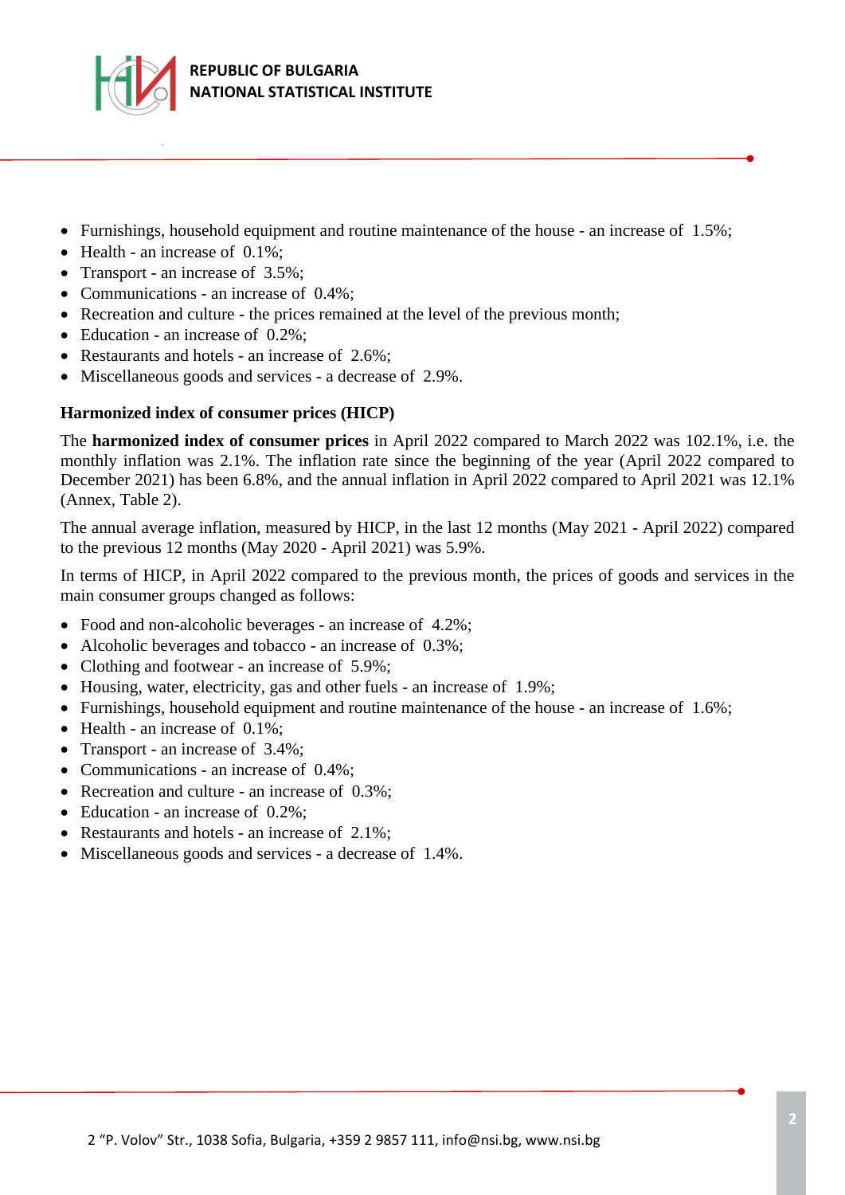- Furnishings, household equipment and routine maintenance of the house - an increase of 1.5%;
- Health - an increase of 0.1%;
- Transport - an increase of 3.5%;
- Communications - an increase of 0.4%;
- Recreation and culture - the prices remained at the level of the previous month;
- Education - an increase of 0.2%;
- Restaurants and hotels - an increase of 2.6%;
- Miscellaneous goods and services - a decrease of 2.9%.

**Harmonized index of consumer prices (HICP)**

The **harmonized index of consumer prices** in April 2022 compared to March 2022 was 102.1%, i.e. the monthly inflation was 2.1%. The inflation rate since the beginning of the year (April 2022 compared to December 2021) has been 6.8%, and the annual inflation in April 2022 compared to April 2021 was 12.1% (Annex, Table 2).

The annual average inflation, measured by HICP, in the last 12 months (May 2021 - April 2022) compared to the previous 12 months (May 2020 - April 2021) was 5.9%.

In terms of HICP, in April 2022 compared to the previous month, the prices of goods and services in the main consumer groups changed as follows:

- Food and non-alcoholic beverages - an increase of 4.2%;
- Alcoholic beverages and tobacco - an increase of 0.3%;
- Clothing and footwear - an increase of 5.9%;
- Housing, water, electricity, gas and other fuels - an increase of 1.9%;
- Furnishings, household equipment and routine maintenance of the house - an increase of 1.6%;
- Health - an increase of 0.1%;
- Transport - an increase of 3.4%;
- Communications - an increase of 0.4%;
- Recreation and culture - an increase of 0.3%;
- Education - an increase of 0.2%;
- Restaurants and hotels - an increase of 2.1%;
- Miscellaneous goods and services - a decrease of 1.4%.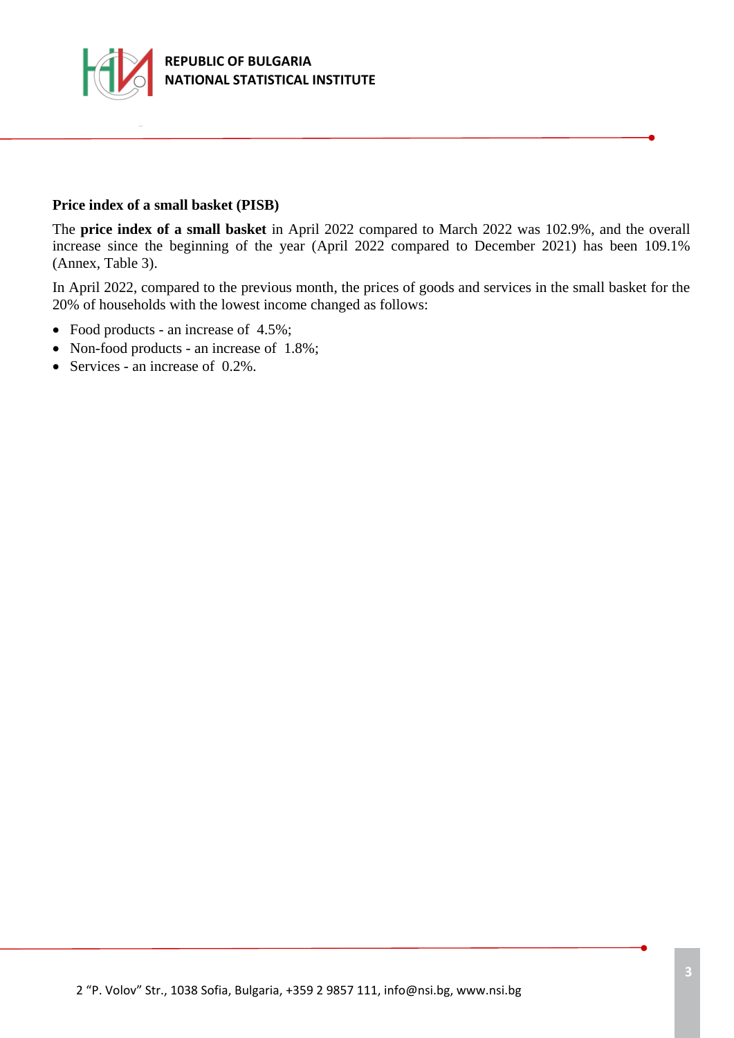## Price index of a small basket (PISB)

The **price index of a small basket** in April 2022 compared to March 2022 was 102.9%, and the overall increase since the beginning of the year (April 2022 compared to December 2021) has been 109.1% (Annex, Table 3).

In April 2022, compared to the previous month, the prices of goods and services in the small basket for the 20% of households with the lowest income changed as follows:

- Food products - an increase of 4.5%;
- Non-food products - an increase of 1.8%;
- Services - an increase of 0.2%.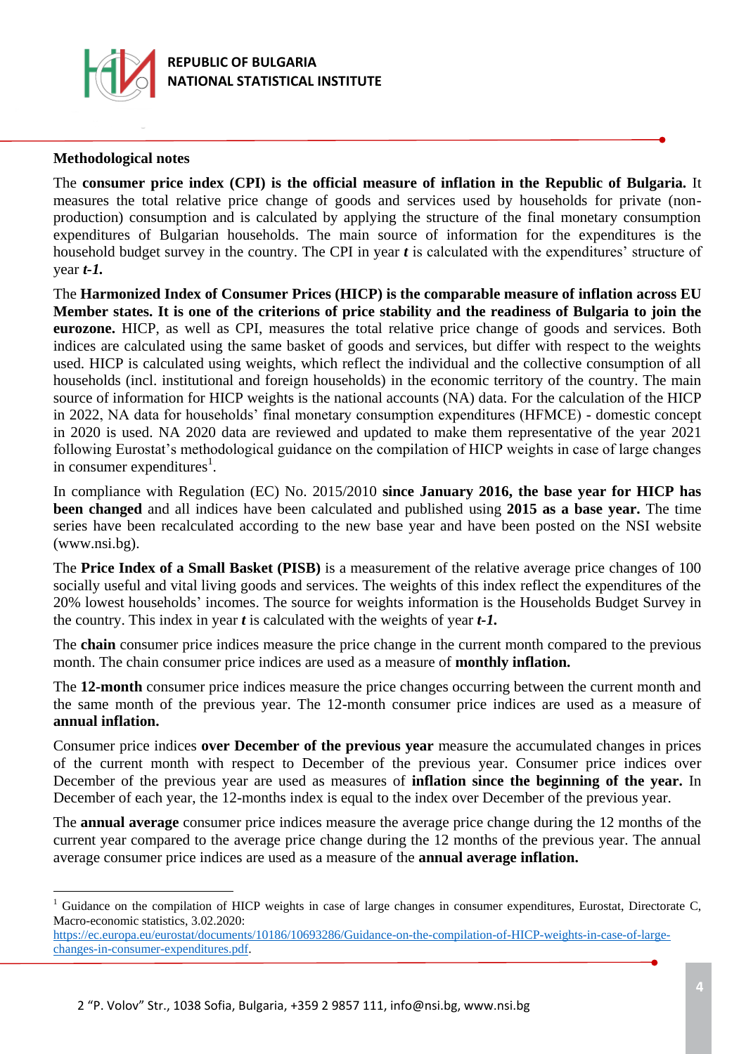**Methodological notes**

The **consumer price index (CPI) is the official measure of inflation in the Republic of Bulgaria.** It measures the total relative price change of goods and services used by households for private (non-production) consumption and is calculated by applying the structure of the final monetary consumption expenditures of Bulgarian households. The main source of information for the expenditures is the household budget survey in the country. The CPI in year ***t*** is calculated with the expenditures' structure of year ***t-1.***

The **Harmonized Index of Consumer Prices (HICP) is the comparable measure of inflation across EU Member states. It is one of the criterions of price stability and the readiness of Bulgaria to join the eurozone.** HICP, as well as CPI, measures the total relative price change of goods and services. Both indices are calculated using the same basket of goods and services, but differ with respect to the weights used. HICP is calculated using weights, which reflect the individual and the collective consumption of all households (incl. institutional and foreign households) in the economic territory of the country. The main source of information for HICP weights is the national accounts (NA) data. For the calculation of the HICP in 2022, NA data for households' final monetary consumption expenditures (HFMCE) - domestic concept in 2020 is used. NA 2020 data are reviewed and updated to make them representative of the year 2021 following Eurostat's methodological guidance on the compilation of HICP weights in case of large changes in consumer expenditures[1].

In compliance with Regulation (EC) No. 2015/2010 **since January 2016, the base year for HICP has been changed** and all indices have been calculated and published using **2015 as a base year.** The time series have been recalculated according to the new base year and have been posted on the NSI website (www.nsi.bg).

The **Price Index of a Small Basket (PISB)** is a measurement of the relative average price changes of 100 socially useful and vital living goods and services. The weights of this index reflect the expenditures of the 20% lowest households' incomes. The source for weights information is the Households Budget Survey in the country. This index in year ***t*** is calculated with the weights of year ***t-1.***

The **chain** consumer price indices measure the price change in the current month compared to the previous month. The chain consumer price indices are used as a measure of **monthly inflation.**

The **12-month** consumer price indices measure the price changes occurring between the current month and the same month of the previous year. The 12-month consumer price indices are used as a measure of **annual inflation.**

Consumer price indices **over December of the previous year** measure the accumulated changes in prices of the current month with respect to December of the previous year. Consumer price indices over December of the previous year are used as measures of **inflation since the beginning of the year.** In December of each year, the 12-months index is equal to the index over December of the previous year.

The **annual average** consumer price indices measure the average price change during the 12 months of the current year compared to the average price change during the 12 months of the previous year. The annual average consumer price indices are used as a measure of the **annual average inflation.**

---

[1] Guidance on the compilation of HICP weights in case of large changes in consumer expenditures, Eurostat, Directorate C, Macro-economic statistics, 3.02.2020: [https://ec.europa.eu/eurostat/documents/10186/10693286/Guidance-on-the-compilation-of-HICP-weights-in-case-of-large-changes-in-consumer-expenditures.pdf](https://ec.europa.eu/eurostat/documents/10186/10693286/Guidance-on-the-compilation-of-HICP-weights-in-case-of-large-changes-in-consumer-expenditures.pdf).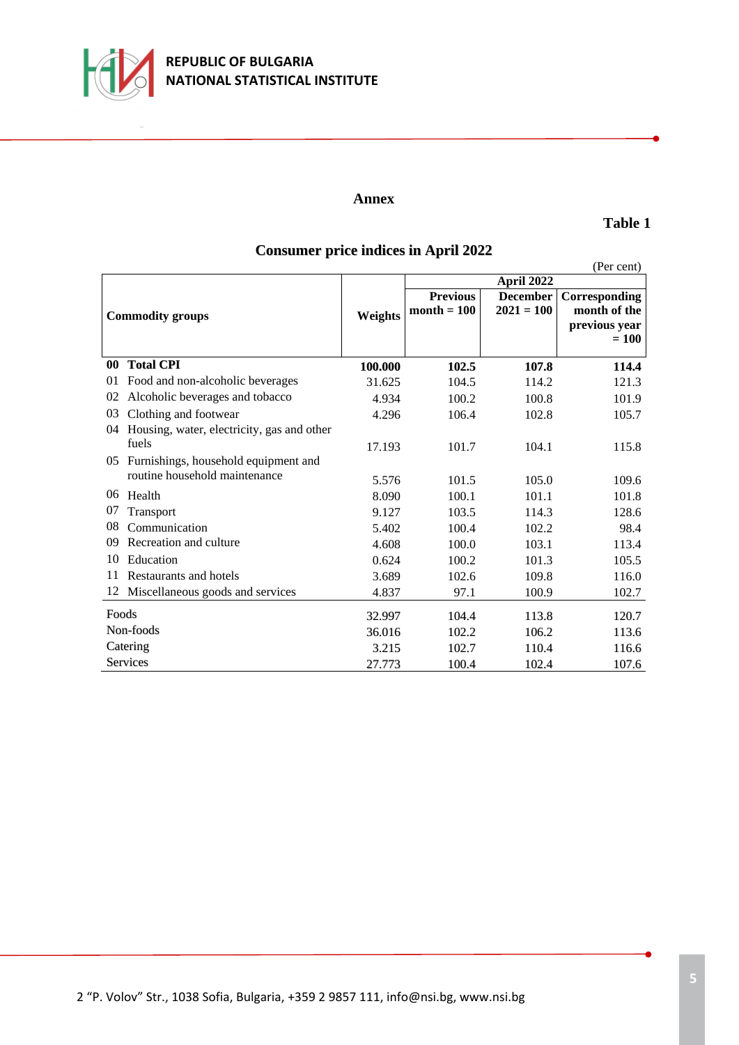# Annex

**Table 1**

## Consumer price indices in April 2022

(Per cent)

| Commodity groups | Weights | April 2022 | | |
|---|---|---|---|---|
| | | Previous month = 100 | December 2021 = 100 | Corresponding month of the previous year = 100 |
| **00 Total CPI** | **100.000** | **102.5** | **107.8** | **114.4** |
| 01 Food and non-alcoholic beverages | 31.625 | 104.5 | 114.2 | 121.3 |
| 02 Alcoholic beverages and tobacco | 4.934 | 100.2 | 100.8 | 101.9 |
| 03 Clothing and footwear | 4.296 | 106.4 | 102.8 | 105.7 |
| 04 Housing, water, electricity, gas and other fuels | 17.193 | 101.7 | 104.1 | 115.8 |
| 05 Furnishings, household equipment and routine household maintenance | 5.576 | 101.5 | 105.0 | 109.6 |
| 06 Health | 8.090 | 100.1 | 101.1 | 101.8 |
| 07 Transport | 9.127 | 103.5 | 114.3 | 128.6 |
| 08 Communication | 5.402 | 100.4 | 102.2 | 98.4 |
| 09 Recreation and culture | 4.608 | 100.0 | 103.1 | 113.4 |
| 10 Education | 0.624 | 100.2 | 101.3 | 105.5 |
| 11 Restaurants and hotels | 3.689 | 102.6 | 109.8 | 116.0 |
| 12 Miscellaneous goods and services | 4.837 | 97.1 | 100.9 | 102.7 |
| Foods | 32.997 | 104.4 | 113.8 | 120.7 |
| Non-foods | 36.016 | 102.2 | 106.2 | 113.6 |
| Catering | 3.215 | 102.7 | 110.4 | 116.6 |
| Services | 27.773 | 100.4 | 102.4 | 107.6 |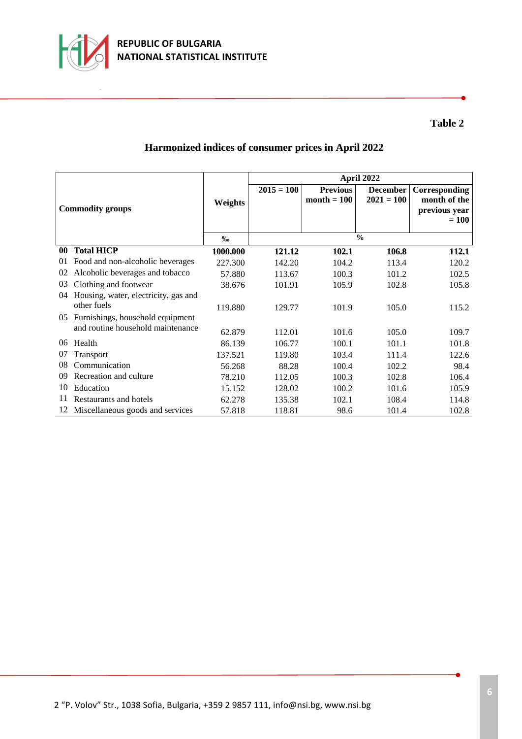**Table 2**

## Harmonized indices of consumer prices in April 2022

| Commodity groups | | Weights | April 2022 | | | |
|---|---|---|---|---|---|---|
| | | | 2015 = 100 | Previous month = 100 | December 2021 = 100 | Corresponding month of the previous year = 100 |
| | | ‰ | % | | | |
| **00** | **Total HICP** | **1000.000** | **121.12** | **102.1** | **106.8** | **112.1** |
| 01 | Food and non-alcoholic beverages | 227.300 | 142.20 | 104.2 | 113.4 | 120.2 |
| 02 | Alcoholic beverages and tobacco | 57.880 | 113.67 | 100.3 | 101.2 | 102.5 |
| 03 | Clothing and footwear | 38.676 | 101.91 | 105.9 | 102.8 | 105.8 |
| 04 | Housing, water, electricity, gas and other fuels | 119.880 | 129.77 | 101.9 | 105.0 | 115.2 |
| 05 | Furnishings, household equipment and routine household maintenance | 62.879 | 112.01 | 101.6 | 105.0 | 109.7 |
| 06 | Health | 86.139 | 106.77 | 100.1 | 101.1 | 101.8 |
| 07 | Transport | 137.521 | 119.80 | 103.4 | 111.4 | 122.6 |
| 08 | Communication | 56.268 | 88.28 | 100.4 | 102.2 | 98.4 |
| 09 | Recreation and culture | 78.210 | 112.05 | 100.3 | 102.8 | 106.4 |
| 10 | Education | 15.152 | 128.02 | 100.2 | 101.6 | 105.9 |
| 11 | Restaurants and hotels | 62.278 | 135.38 | 102.1 | 108.4 | 114.8 |
| 12 | Miscellaneous goods and services | 57.818 | 118.81 | 98.6 | 101.4 | 102.8 |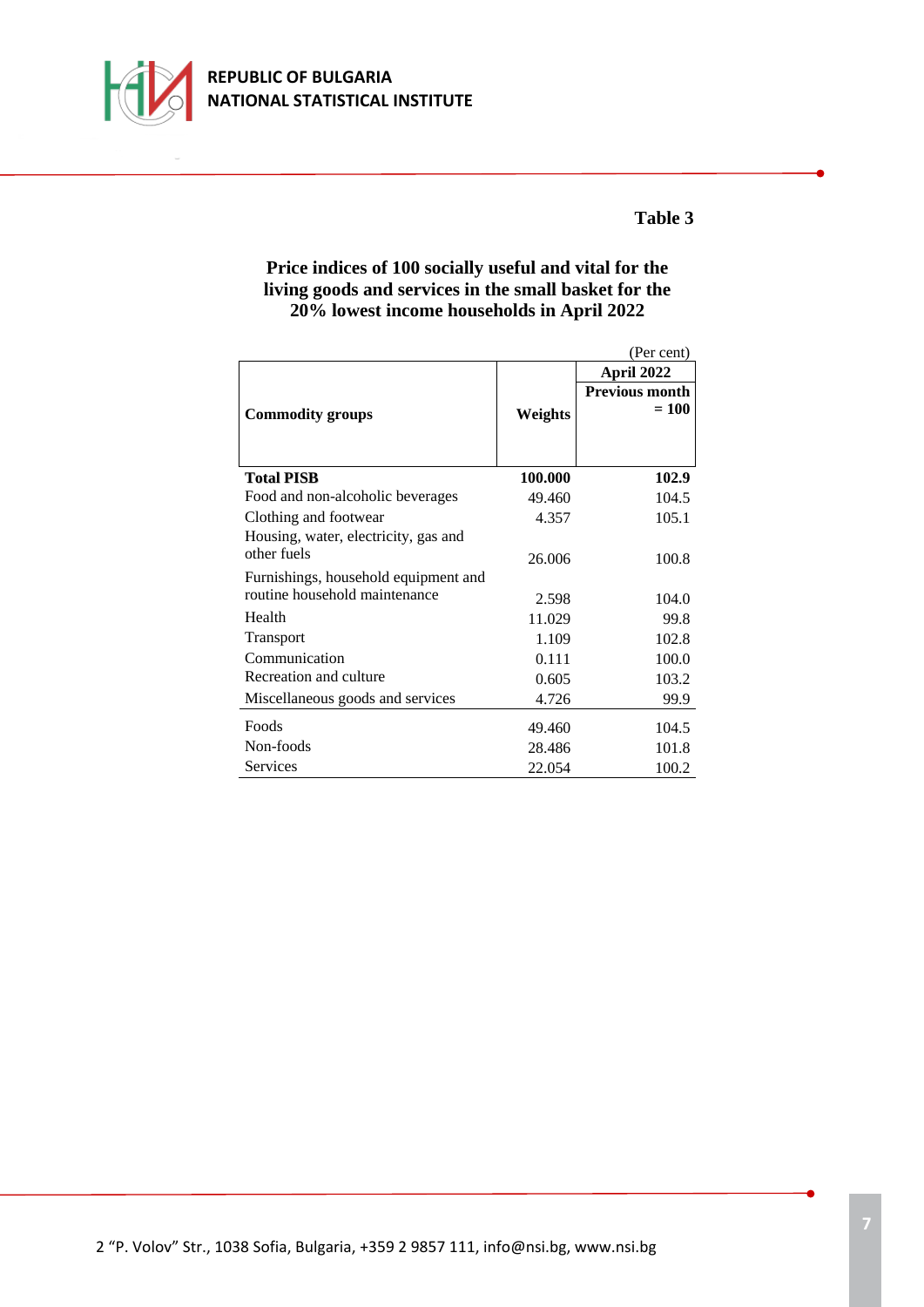**Table 3**

**Price indices of 100 socially useful and vital for the living goods and services in the small basket for the 20% lowest income households in April 2022**

(Per cent)

| Commodity groups | Weights | April 2022 |
|---|---|---|
| | | Previous month = 100 |
| **Total PISB** | **100.000** | **102.9** |
| Food and non-alcoholic beverages | 49.460 | 104.5 |
| Clothing and footwear | 4.357 | 105.1 |
| Housing, water, electricity, gas and other fuels | 26.006 | 100.8 |
| Furnishings, household equipment and routine household maintenance | 2.598 | 104.0 |
| Health | 11.029 | 99.8 |
| Transport | 1.109 | 102.8 |
| Communication | 0.111 | 100.0 |
| Recreation and culture | 0.605 | 103.2 |
| Miscellaneous goods and services | 4.726 | 99.9 |
| Foods | 49.460 | 104.5 |
| Non-foods | 28.486 | 101.8 |
| Services | 22.054 | 100.2 |